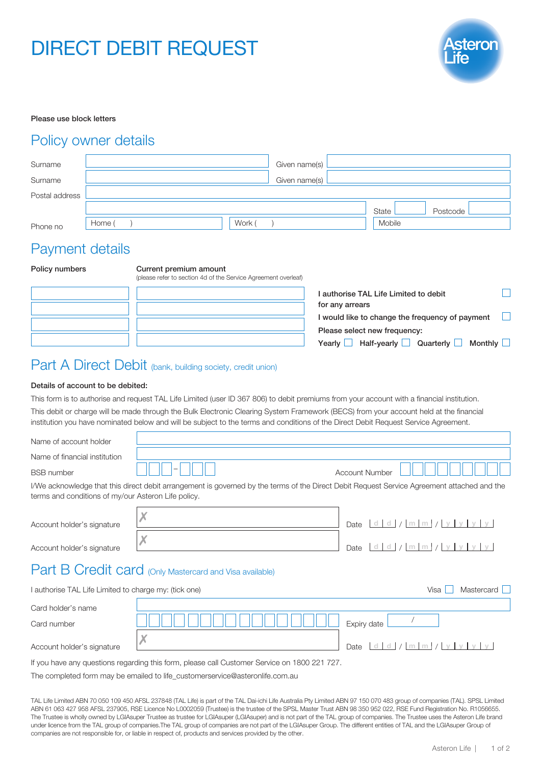# DIRECT DEBIT REQUEST

Asteron Life

**Please use block letters**

## Policy owner details

| | | | |
|---|---|---|---|
| Surname | | Given name(s) | |
| Surname | | Given name(s) | |
| Postal address | | | |
| | | State | Postcode |
| Phone no | Home ( ) | Work ( ) | Mobile |

## Payment details

| Policy numbers | Current premium amount (please refer to section 4d of the Service Agreement overleaf) |
|---|---|
| | |
| | |
| | |
| | |

**I authorise TAL Life Limited to debit for any arrears** ☐

**I would like to change the frequency of payment** ☐

**Please select new frequency:**

**Yearly** ☐ **Half-yearly** ☐ **Quarterly** ☐ **Monthly** ☐

## Part A Direct Debit (bank, building society, credit union)

**Details of account to be debited:**

This form is to authorise and request TAL Life Limited (user ID 367 806) to debit premiums from your account with a financial institution.

This debit or charge will be made through the Bulk Electronic Clearing System Framework (BECS) from your account held at the financial institution you have nominated below and will be subject to the terms and conditions of the Direct Debit Request Service Agreement.

Name of account holder

Name of financial institution

BSB number ☐☐☐-☐☐☐ Account Number ☐☐☐☐☐☐☐☐☐

I/We acknowledge that this direct debit arrangement is governed by the terms of the Direct Debit Request Service Agreement attached and the terms and conditions of my/our Asteron Life policy.

Account holder's signature ✗ Date d d / m m / y y y y

Account holder's signature ✗ Date d d / m m / y y y y

## Part B Credit card (Only Mastercard and Visa available)

I authorise TAL Life Limited to charge my: (tick one) Visa ☐ Mastercard ☐

Card holder's name

Card number ☐☐☐☐ ☐☐☐☐ ☐☐☐☐ ☐☐☐☐ Expiry date /

Account holder's signature ✗ Date d d / m m / y y y y

If you have any questions regarding this form, please call Customer Service on 1800 221 727.

The completed form may be emailed to life_customerservice@asteronlife.com.au

TAL Life Limited ABN 70 050 109 450 AFSL 237848 (TAL Life) is part of the TAL Dai-ichi Life Australia Pty Limited ABN 97 150 070 483 group of companies (TAL). SPSL Limited ABN 61 063 427 958 AFSL 237905, RSE Licence No L0002059 (Trustee) is the trustee of the SPSL Master Trust ABN 98 350 952 022, RSE Fund Registration No. R1056655. The Trustee is wholly owned by LGIAsuper Trustee as trustee for LGIAsuper (LGIAsuper) and is not part of the TAL group of companies. The Trustee uses the Asteron Life brand under licence from the TAL group of companies.The TAL group of companies are not part of the LGIAsuper Group. The different entities of TAL and the LGIAsuper Group of companies are not responsible for, or liable in respect of, products and services provided by the other.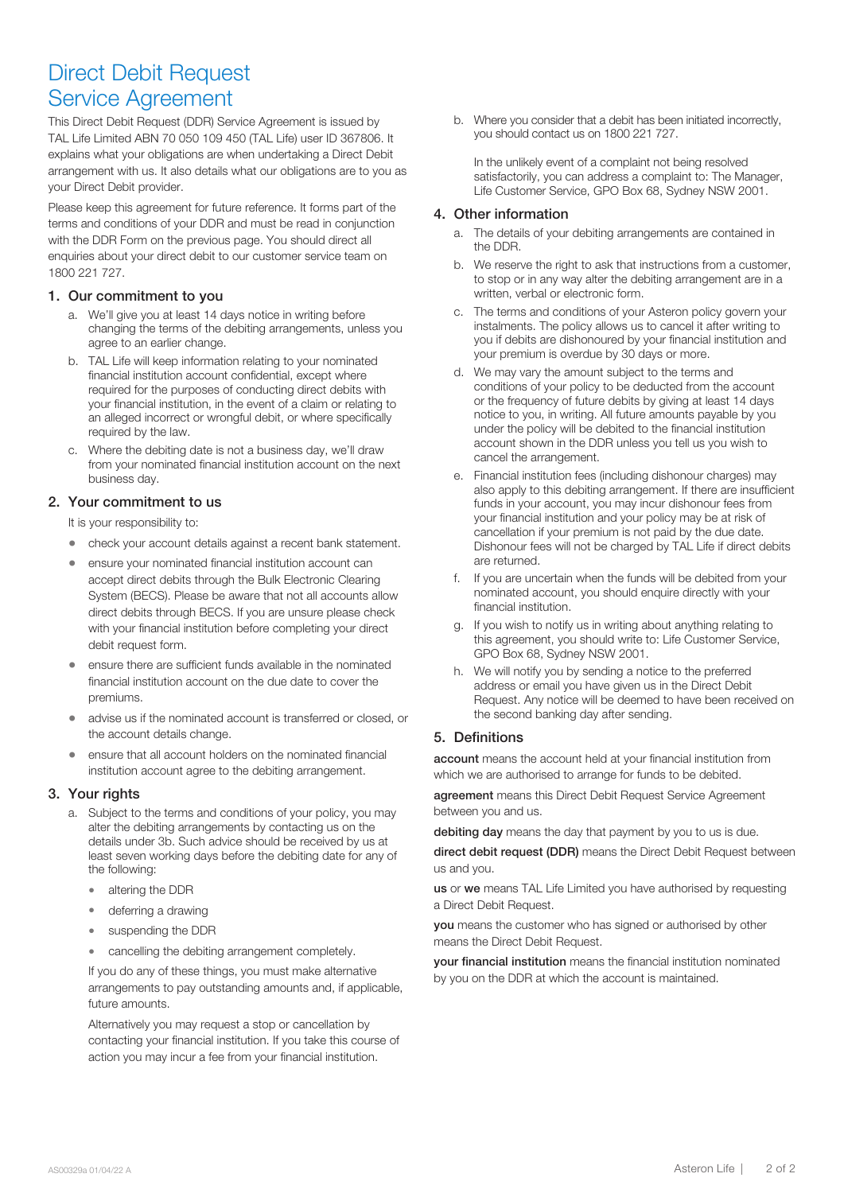# Direct Debit Request Service Agreement

This Direct Debit Request (DDR) Service Agreement is issued by TAL Life Limited ABN 70 050 109 450 (TAL Life) user ID 367806. It explains what your obligations are when undertaking a Direct Debit arrangement with us. It also details what our obligations are to you as your Direct Debit provider.

Please keep this agreement for future reference. It forms part of the terms and conditions of your DDR and must be read in conjunction with the DDR Form on the previous page. You should direct all enquiries about your direct debit to our customer service team on 1800 221 727.

## 1. Our commitment to you

a. We'll give you at least 14 days notice in writing before changing the terms of the debiting arrangements, unless you agree to an earlier change.

b. TAL Life will keep information relating to your nominated financial institution account confidential, except where required for the purposes of conducting direct debits with your financial institution, in the event of a claim or relating to an alleged incorrect or wrongful debit, or where specifically required by the law.

c. Where the debiting date is not a business day, we'll draw from your nominated financial institution account on the next business day.

## 2. Your commitment to us

It is your responsibility to:

- check your account details against a recent bank statement.
- ensure your nominated financial institution account can accept direct debits through the Bulk Electronic Clearing System (BECS). Please be aware that not all accounts allow direct debits through BECS. If you are unsure please check with your financial institution before completing your direct debit request form.
- ensure there are sufficient funds available in the nominated financial institution account on the due date to cover the premiums.
- advise us if the nominated account is transferred or closed, or the account details change.
- ensure that all account holders on the nominated financial institution account agree to the debiting arrangement.

## 3. Your rights

a. Subject to the terms and conditions of your policy, you may alter the debiting arrangements by contacting us on the details under 3b. Such advice should be received by us at least seven working days before the debiting date for any of the following:

- altering the DDR
- deferring a drawing
- suspending the DDR
- cancelling the debiting arrangement completely.

If you do any of these things, you must make alternative arrangements to pay outstanding amounts and, if applicable, future amounts.

Alternatively you may request a stop or cancellation by contacting your financial institution. If you take this course of action you may incur a fee from your financial institution.

b. Where you consider that a debit has been initiated incorrectly, you should contact us on 1800 221 727.

In the unlikely event of a complaint not being resolved satisfactorily, you can address a complaint to: The Manager, Life Customer Service, GPO Box 68, Sydney NSW 2001.

## 4. Other information

a. The details of your debiting arrangements are contained in the DDR.

b. We reserve the right to ask that instructions from a customer, to stop or in any way alter the debiting arrangement are in a written, verbal or electronic form.

c. The terms and conditions of your Asteron policy govern your instalments. The policy allows us to cancel it after writing to you if debits are dishonoured by your financial institution and your premium is overdue by 30 days or more.

d. We may vary the amount subject to the terms and conditions of your policy to be deducted from the account or the frequency of future debits by giving at least 14 days notice to you, in writing. All future amounts payable by you under the policy will be debited to the financial institution account shown in the DDR unless you tell us you wish to cancel the arrangement.

e. Financial institution fees (including dishonour charges) may also apply to this debiting arrangement. If there are insufficient funds in your account, you may incur dishonour fees from your financial institution and your policy may be at risk of cancellation if your premium is not paid by the due date. Dishonour fees will not be charged by TAL Life if direct debits are returned.

f. If you are uncertain when the funds will be debited from your nominated account, you should enquire directly with your financial institution.

g. If you wish to notify us in writing about anything relating to this agreement, you should write to: Life Customer Service, GPO Box 68, Sydney NSW 2001.

h. We will notify you by sending a notice to the preferred address or email you have given us in the Direct Debit Request. Any notice will be deemed to have been received on the second banking day after sending.

## 5. Definitions

**account** means the account held at your financial institution from which we are authorised to arrange for funds to be debited.

**agreement** means this Direct Debit Request Service Agreement between you and us.

**debiting day** means the day that payment by you to us is due.

**direct debit request (DDR)** means the Direct Debit Request between us and you.

**us** or **we** means TAL Life Limited you have authorised by requesting a Direct Debit Request.

**you** means the customer who has signed or authorised by other means the Direct Debit Request.

**your financial institution** means the financial institution nominated by you on the DDR at which the account is maintained.

AS00329a 01/04/22 A